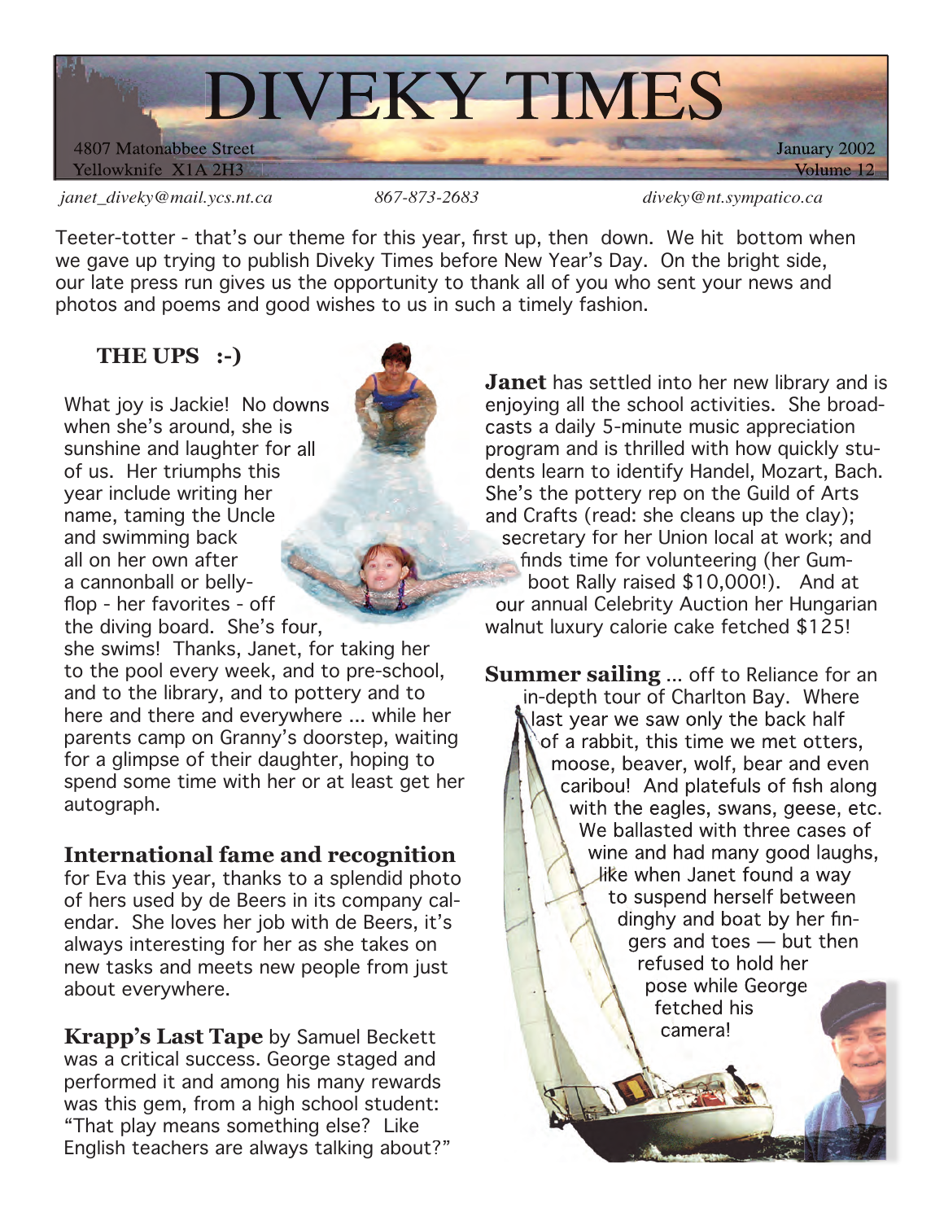# DIVEKY TIMES

4807 Matonabbee Street
Yellowknife X1A 2H3

January 2002
Volume 12

*janet_diveky@mail.ycs.nt.ca* *867-873-2683* *diveky@nt.sympatico.ca*

Teeter-totter - that's our theme for this year, first up, then down. We hit bottom when we gave up trying to publish Diveky Times before New Year's Day. On the bright side, our late press run gives us the opportunity to thank all of you who sent your news and photos and poems and good wishes to us in such a timely fashion.

## THE UPS :-)

What joy is Jackie! No downs when she's around, she is sunshine and laughter for all of us. Her triumphs this year include writing her name, taming the Uncle and swimming back all on her own after a cannonball or belly-flop - her favorites - off the diving board. She's four, she swims! Thanks, Janet, for taking her to the pool every week, and to pre-school, and to the library, and to pottery and to here and there and everywhere ... while her parents camp on Granny's doorstep, waiting for a glimpse of their daughter, hoping to spend some time with her or at least get her autograph.

**International fame and recognition** for Eva this year, thanks to a splendid photo of hers used by de Beers in its company calendar. She loves her job with de Beers, it's always interesting for her as she takes on new tasks and meets new people from just about everywhere.

**Krapp's Last Tape** by Samuel Beckett was a critical success. George staged and performed it and among his many rewards was this gem, from a high school student: "That play means something else? Like English teachers are always talking about?"

**Janet** has settled into her new library and is enjoying all the school activities. She broadcasts a daily 5-minute music appreciation program and is thrilled with how quickly students learn to identify Handel, Mozart, Bach. She's the pottery rep on the Guild of Arts and Crafts (read: she cleans up the clay); secretary for her Union local at work; and finds time for volunteering (her Gumboot Rally raised $10,000!). And at our annual Celebrity Auction her Hungarian walnut luxury calorie cake fetched $125!

**Summer sailing** ... off to Reliance for an in-depth tour of Charlton Bay. Where last year we saw only the back half of a rabbit, this time we met otters, moose, beaver, wolf, bear and even caribou! And platefuls of fish along with the eagles, swans, geese, etc. We ballasted with three cases of wine and had many good laughs, like when Janet found a way to suspend herself between dinghy and boat by her fingers and toes — but then refused to hold her pose while George fetched his camera!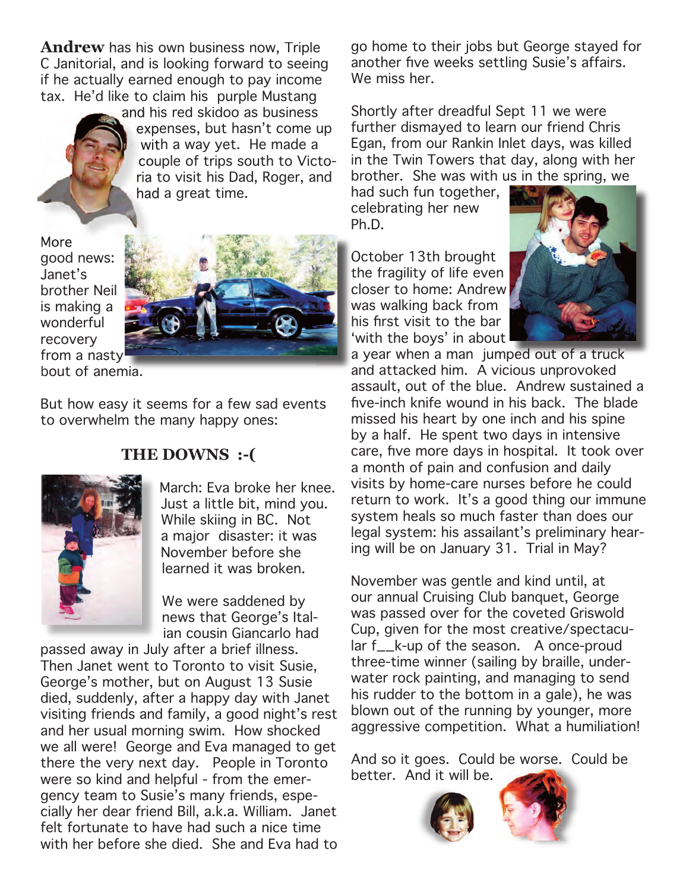**Andrew** has his own business now, Triple C Janitorial, and is looking forward to seeing if he actually earned enough to pay income tax. He'd like to claim his purple Mustang and his red skidoo as business expenses, but hasn't come up with a way yet. He made a couple of trips south to Victoria to visit his Dad, Roger, and had a great time.

More good news: Janet's brother Neil is making a wonderful recovery from a nasty bout of anemia.

But how easy it seems for a few sad events to overwhelm the many happy ones:

## THE DOWNS :-(

March: Eva broke her knee. Just a little bit, mind you. While skiing in BC. Not a major disaster: it was November before she learned it was broken.

We were saddened by news that George's Italian cousin Giancarlo had passed away in July after a brief illness. Then Janet went to Toronto to visit Susie, George's mother, but on August 13 Susie died, suddenly, after a happy day with Janet visiting friends and family, a good night's rest and her usual morning swim. How shocked we all were! George and Eva managed to get there the very next day. People in Toronto were so kind and helpful - from the emergency team to Susie's many friends, especially her dear friend Bill, a.k.a. William. Janet felt fortunate to have had such a nice time with her before she died. She and Eva had to go home to their jobs but George stayed for another five weeks settling Susie's affairs. We miss her.

Shortly after dreadful Sept 11 we were further dismayed to learn our friend Chris Egan, from our Rankin Inlet days, was killed in the Twin Towers that day, along with her brother. She was with us in the spring, we had such fun together, celebrating her new Ph.D.

October 13th brought the fragility of life even closer to home: Andrew was walking back from his first visit to the bar 'with the boys' in about a year when a man jumped out of a truck and attacked him. A vicious unprovoked assault, out of the blue. Andrew sustained a five-inch knife wound in his back. The blade missed his heart by one inch and his spine by a half. He spent two days in intensive care, five more days in hospital. It took over a month of pain and confusion and daily visits by home-care nurses before he could return to work. It's a good thing our immune system heals so much faster than does our legal system: his assailant's preliminary hearing will be on January 31. Trial in May?

November was gentle and kind until, at our annual Cruising Club banquet, George was passed over for the coveted Griswold Cup, given for the most creative/spectacular f__k-up of the season. A once-proud three-time winner (sailing by braille, underwater rock painting, and managing to send his rudder to the bottom in a gale), he was blown out of the running by younger, more aggressive competition. What a humiliation!

And so it goes. Could be worse. Could be better. And it will be.